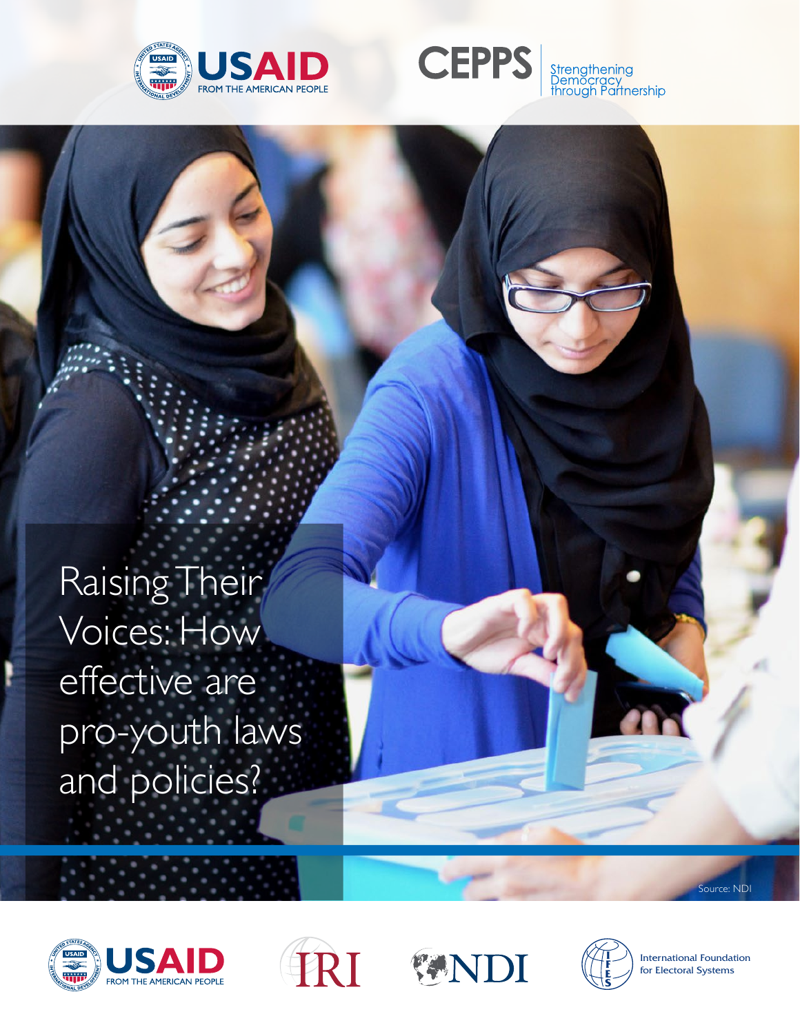USAID FROM THE AMERICAN PEOPLE

CEPPS Strengthening Democracy through Partnership

# Raising Their Voices: How effective are pro-youth laws and policies?

Source: NDI

USAID FROM THE AMERICAN PEOPLE

IRI

NDI

International Foundation for Electoral Systems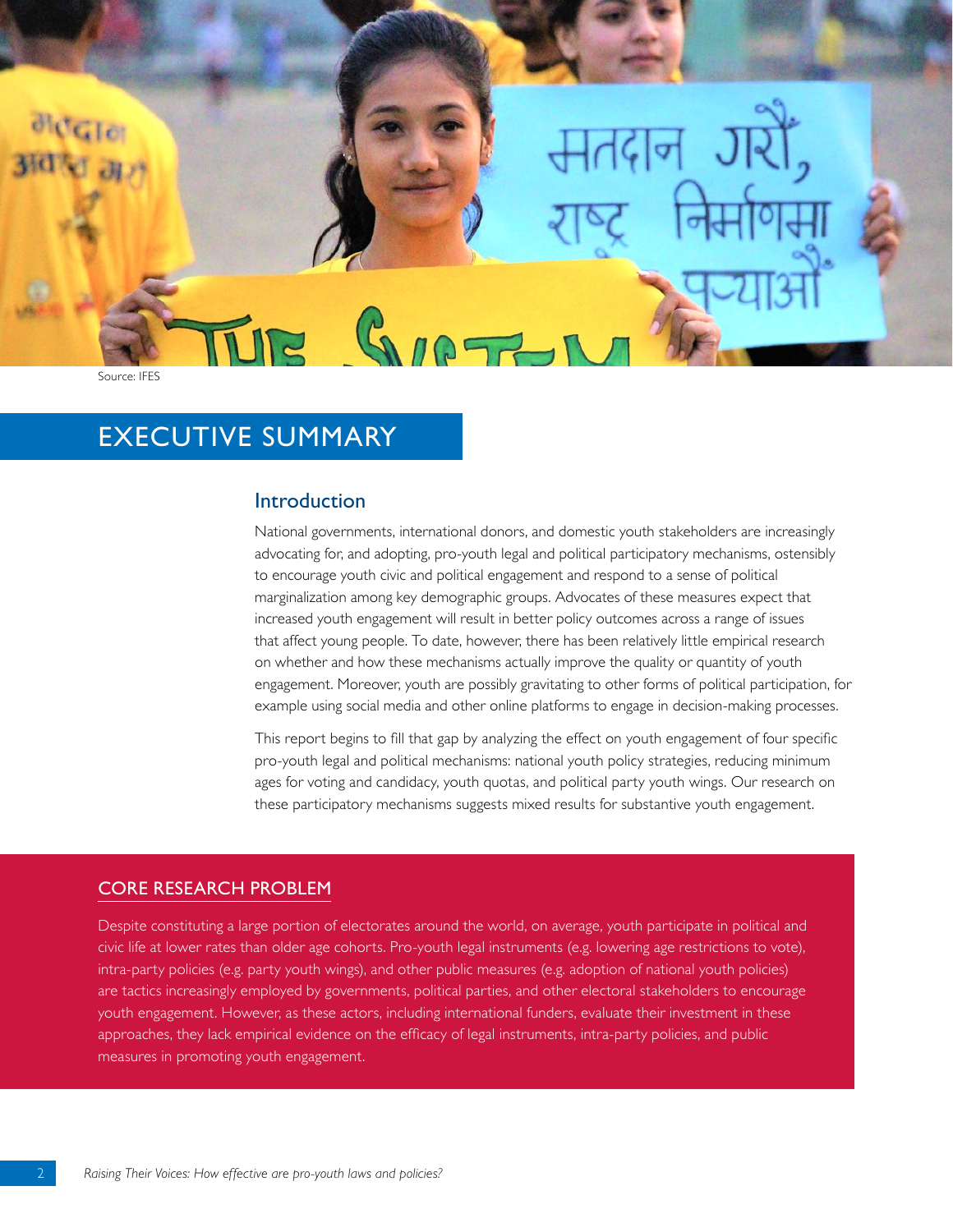Source: IFES

# EXECUTIVE SUMMARY

## Introduction

National governments, international donors, and domestic youth stakeholders are increasingly advocating for, and adopting, pro-youth legal and political participatory mechanisms, ostensibly to encourage youth civic and political engagement and respond to a sense of political marginalization among key demographic groups. Advocates of these measures expect that increased youth engagement will result in better policy outcomes across a range of issues that affect young people. To date, however, there has been relatively little empirical research on whether and how these mechanisms actually improve the quality or quantity of youth engagement. Moreover, youth are possibly gravitating to other forms of political participation, for example using social media and other online platforms to engage in decision-making processes.

This report begins to fill that gap by analyzing the effect on youth engagement of four specific pro-youth legal and political mechanisms: national youth policy strategies, reducing minimum ages for voting and candidacy, youth quotas, and political party youth wings. Our research on these participatory mechanisms suggests mixed results for substantive youth engagement.

### CORE RESEARCH PROBLEM

Despite constituting a large portion of electorates around the world, on average, youth participate in political and civic life at lower rates than older age cohorts. Pro-youth legal instruments (e.g. lowering age restrictions to vote), intra-party policies (e.g. party youth wings), and other public measures (e.g. adoption of national youth policies) are tactics increasingly employed by governments, political parties, and other electoral stakeholders to encourage youth engagement. However, as these actors, including international funders, evaluate their investment in these approaches, they lack empirical evidence on the efficacy of legal instruments, intra-party policies, and public measures in promoting youth engagement.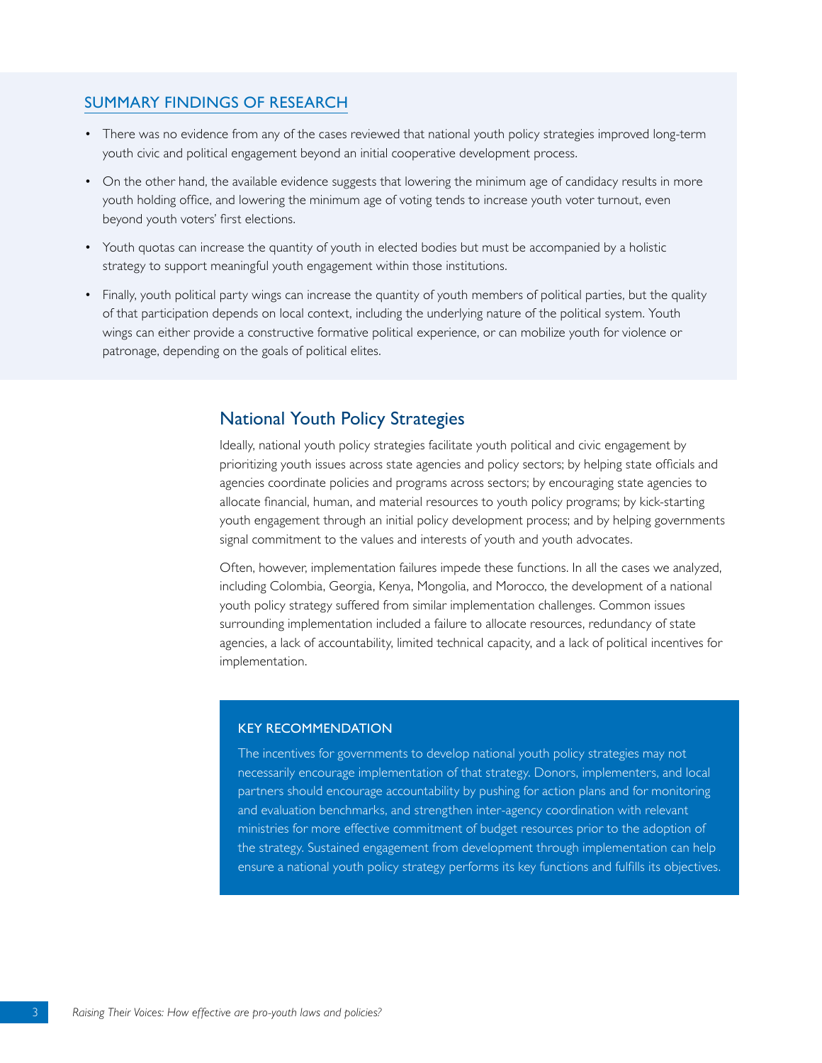## SUMMARY FINDINGS OF RESEARCH

- There was no evidence from any of the cases reviewed that national youth policy strategies improved long-term youth civic and political engagement beyond an initial cooperative development process.
- On the other hand, the available evidence suggests that lowering the minimum age of candidacy results in more youth holding office, and lowering the minimum age of voting tends to increase youth voter turnout, even beyond youth voters' first elections.
- Youth quotas can increase the quantity of youth in elected bodies but must be accompanied by a holistic strategy to support meaningful youth engagement within those institutions.
- Finally, youth political party wings can increase the quantity of youth members of political parties, but the quality of that participation depends on local context, including the underlying nature of the political system. Youth wings can either provide a constructive formative political experience, or can mobilize youth for violence or patronage, depending on the goals of political elites.

## National Youth Policy Strategies

Ideally, national youth policy strategies facilitate youth political and civic engagement by prioritizing youth issues across state agencies and policy sectors; by helping state officials and agencies coordinate policies and programs across sectors; by encouraging state agencies to allocate financial, human, and material resources to youth policy programs; by kick-starting youth engagement through an initial policy development process; and by helping governments signal commitment to the values and interests of youth and youth advocates.

Often, however, implementation failures impede these functions. In all the cases we analyzed, including Colombia, Georgia, Kenya, Mongolia, and Morocco, the development of a national youth policy strategy suffered from similar implementation challenges. Common issues surrounding implementation included a failure to allocate resources, redundancy of state agencies, a lack of accountability, limited technical capacity, and a lack of political incentives for implementation.

### KEY RECOMMENDATION

The incentives for governments to develop national youth policy strategies may not necessarily encourage implementation of that strategy. Donors, implementers, and local partners should encourage accountability by pushing for action plans and for monitoring and evaluation benchmarks, and strengthen inter-agency coordination with relevant ministries for more effective commitment of budget resources prior to the adoption of the strategy. Sustained engagement from development through implementation can help ensure a national youth policy strategy performs its key functions and fulfills its objectives.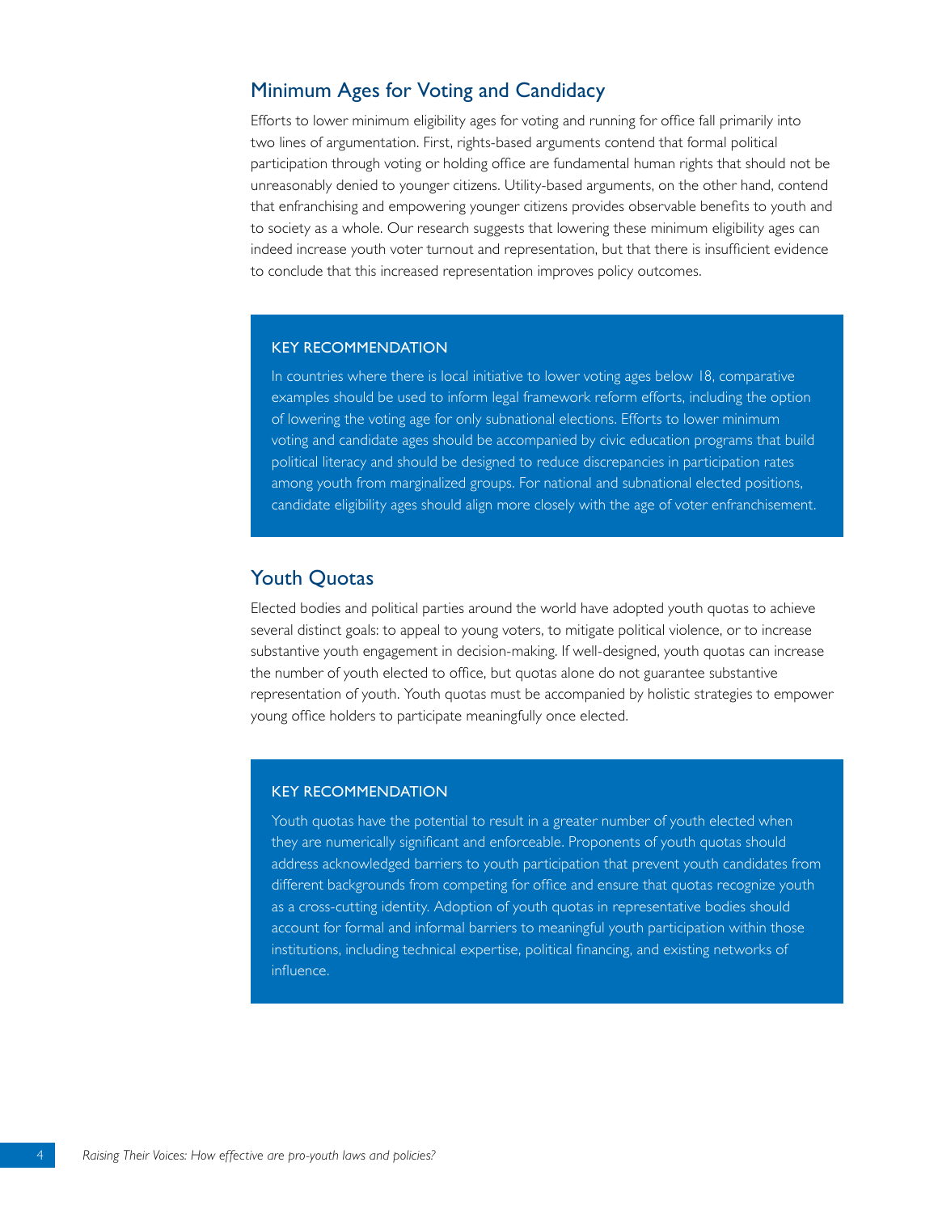## Minimum Ages for Voting and Candidacy

Efforts to lower minimum eligibility ages for voting and running for office fall primarily into two lines of argumentation. First, rights-based arguments contend that formal political participation through voting or holding office are fundamental human rights that should not be unreasonably denied to younger citizens. Utility-based arguments, on the other hand, contend that enfranchising and empowering younger citizens provides observable benefits to youth and to society as a whole. Our research suggests that lowering these minimum eligibility ages can indeed increase youth voter turnout and representation, but that there is insufficient evidence to conclude that this increased representation improves policy outcomes.

### KEY RECOMMENDATION

In countries where there is local initiative to lower voting ages below 18, comparative examples should be used to inform legal framework reform efforts, including the option of lowering the voting age for only subnational elections. Efforts to lower minimum voting and candidate ages should be accompanied by civic education programs that build political literacy and should be designed to reduce discrepancies in participation rates among youth from marginalized groups. For national and subnational elected positions, candidate eligibility ages should align more closely with the age of voter enfranchisement.

## Youth Quotas

Elected bodies and political parties around the world have adopted youth quotas to achieve several distinct goals: to appeal to young voters, to mitigate political violence, or to increase substantive youth engagement in decision-making. If well-designed, youth quotas can increase the number of youth elected to office, but quotas alone do not guarantee substantive representation of youth. Youth quotas must be accompanied by holistic strategies to empower young office holders to participate meaningfully once elected.

### KEY RECOMMENDATION

Youth quotas have the potential to result in a greater number of youth elected when they are numerically significant and enforceable. Proponents of youth quotas should address acknowledged barriers to youth participation that prevent youth candidates from different backgrounds from competing for office and ensure that quotas recognize youth as a cross-cutting identity. Adoption of youth quotas in representative bodies should account for formal and informal barriers to meaningful youth participation within those institutions, including technical expertise, political financing, and existing networks of influence.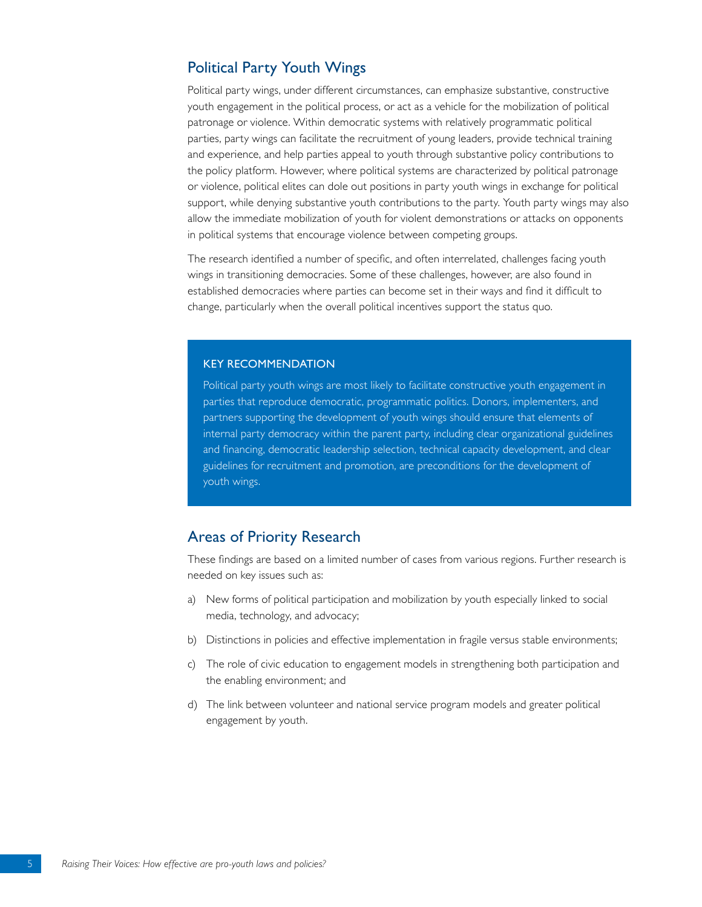## Political Party Youth Wings

Political party wings, under different circumstances, can emphasize substantive, constructive youth engagement in the political process, or act as a vehicle for the mobilization of political patronage or violence. Within democratic systems with relatively programmatic political parties, party wings can facilitate the recruitment of young leaders, provide technical training and experience, and help parties appeal to youth through substantive policy contributions to the policy platform. However, where political systems are characterized by political patronage or violence, political elites can dole out positions in party youth wings in exchange for political support, while denying substantive youth contributions to the party. Youth party wings may also allow the immediate mobilization of youth for violent demonstrations or attacks on opponents in political systems that encourage violence between competing groups.

The research identified a number of specific, and often interrelated, challenges facing youth wings in transitioning democracies. Some of these challenges, however, are also found in established democracies where parties can become set in their ways and find it difficult to change, particularly when the overall political incentives support the status quo.

### KEY RECOMMENDATION

Political party youth wings are most likely to facilitate constructive youth engagement in parties that reproduce democratic, programmatic politics. Donors, implementers, and partners supporting the development of youth wings should ensure that elements of internal party democracy within the parent party, including clear organizational guidelines and financing, democratic leadership selection, technical capacity development, and clear guidelines for recruitment and promotion, are preconditions for the development of youth wings.

## Areas of Priority Research

These findings are based on a limited number of cases from various regions. Further research is needed on key issues such as:

a) New forms of political participation and mobilization by youth especially linked to social media, technology, and advocacy;

b) Distinctions in policies and effective implementation in fragile versus stable environments;

c) The role of civic education to engagement models in strengthening both participation and the enabling environment; and

d) The link between volunteer and national service program models and greater political engagement by youth.